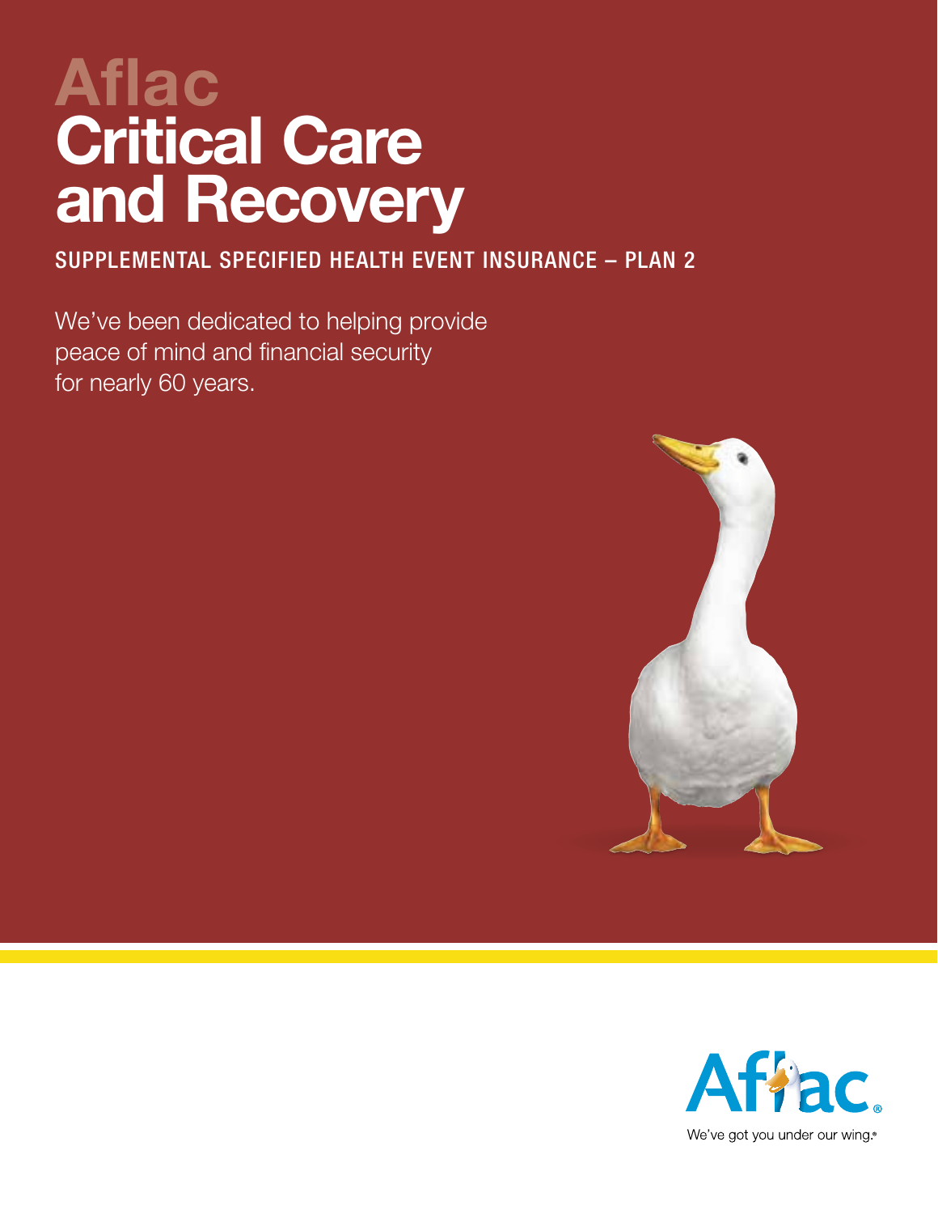# Aflac Critical Care and Recovery

## SUPPLEMENTAL SPECIFIED HEALTH EVENT INSURANCE – PLAN 2

We've been dedicated to helping provide peace of mind and financial security for nearly 60 years.

Aflac®

We've got you under our wing.®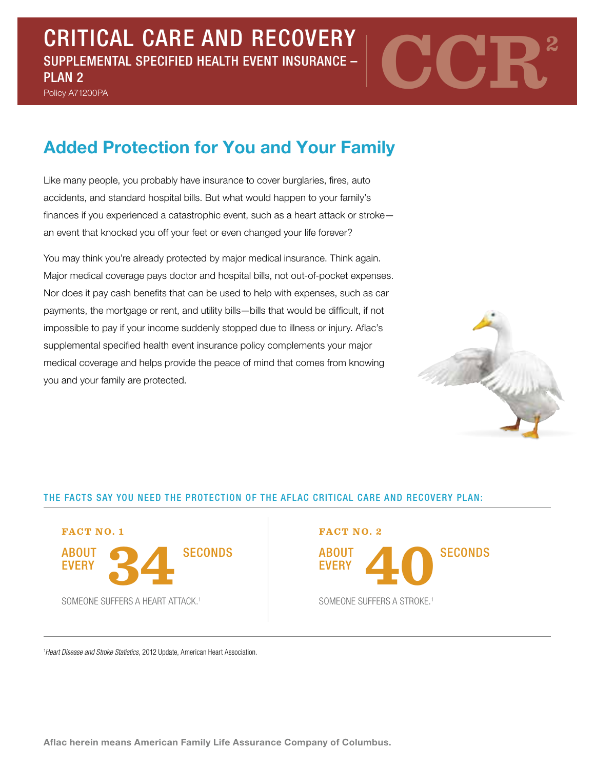# CRITICAL CARE AND RECOVERY

## SUPPLEMENTAL SPECIFIED HEALTH EVENT INSURANCE – PLAN 2

Policy A71200PA

CCR²

## Added Protection for You and Your Family

Like many people, you probably have insurance to cover burglaries, fires, auto accidents, and standard hospital bills. But what would happen to your family's finances if you experienced a catastrophic event, such as a heart attack or stroke—an event that knocked you off your feet or even changed your life forever?

You may think you're already protected by major medical insurance. Think again. Major medical coverage pays doctor and hospital bills, not out-of-pocket expenses. Nor does it pay cash benefits that can be used to help with expenses, such as car payments, the mortgage or rent, and utility bills—bills that would be difficult, if not impossible to pay if your income suddenly stopped due to illness or injury. Aflac's supplemental specified health event insurance policy complements your major medical coverage and helps provide the peace of mind that comes from knowing you and your family are protected.

### THE FACTS SAY YOU NEED THE PROTECTION OF THE AFLAC CRITICAL CARE AND RECOVERY PLAN:

**FACT NO. 1**

ABOUT EVERY **34** SECONDS

SOMEONE SUFFERS A HEART ATTACK.[1]

**FACT NO. 2**

ABOUT EVERY **40** SECONDS

SOMEONE SUFFERS A STROKE.[1]

[1] *Heart Disease and Stroke Statistics*, 2012 Update, American Heart Association.

**Aflac herein means American Family Life Assurance Company of Columbus.**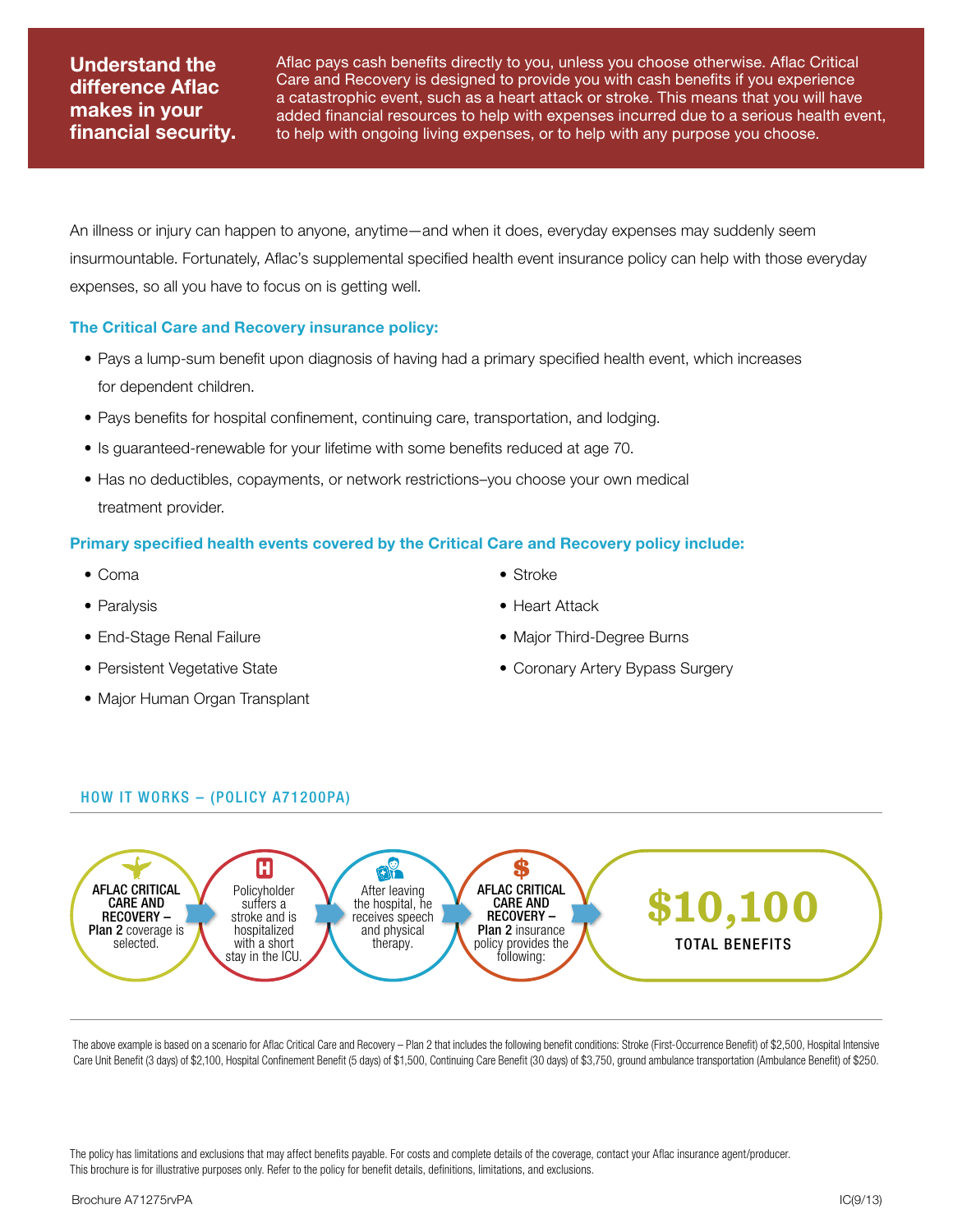## Understand the difference Aflac makes in your financial security.

Aflac pays cash benefits directly to you, unless you choose otherwise. Aflac Critical Care and Recovery is designed to provide you with cash benefits if you experience a catastrophic event, such as a heart attack or stroke. This means that you will have added financial resources to help with expenses incurred due to a serious health event, to help with ongoing living expenses, or to help with any purpose you choose.

An illness or injury can happen to anyone, anytime—and when it does, everyday expenses may suddenly seem insurmountable. Fortunately, Aflac's supplemental specified health event insurance policy can help with those everyday expenses, so all you have to focus on is getting well.

### The Critical Care and Recovery insurance policy:

- Pays a lump-sum benefit upon diagnosis of having had a primary specified health event, which increases for dependent children.
- Pays benefits for hospital confinement, continuing care, transportation, and lodging.
- Is guaranteed-renewable for your lifetime with some benefits reduced at age 70.
- Has no deductibles, copayments, or network restrictions–you choose your own medical treatment provider.

### Primary specified health events covered by the Critical Care and Recovery policy include:

- Coma
- Paralysis
- End-Stage Renal Failure
- Persistent Vegetative State
- Major Human Organ Transplant
- Stroke
- Heart Attack
- Major Third-Degree Burns
- Coronary Artery Bypass Surgery

### HOW IT WORKS – (POLICY A71200PA)

**AFLAC CRITICAL CARE AND RECOVERY – Plan 2** coverage is selected. → Policyholder suffers a stroke and is hospitalized with a short stay in the ICU. → After leaving the hospital, he receives speech and physical therapy. → **AFLAC CRITICAL CARE AND RECOVERY – Plan 2** insurance policy provides the following: → **$10,100 TOTAL BENEFITS**

The above example is based on a scenario for Aflac Critical Care and Recovery – Plan 2 that includes the following benefit conditions: Stroke (First-Occurrence Benefit) of $2,500, Hospital Intensive Care Unit Benefit (3 days) of $2,100, Hospital Confinement Benefit (5 days) of $1,500, Continuing Care Benefit (30 days) of $3,750, ground ambulance transportation (Ambulance Benefit) of $250.

The policy has limitations and exclusions that may affect benefits payable. For costs and complete details of the coverage, contact your Aflac insurance agent/producer. This brochure is for illustrative purposes only. Refer to the policy for benefit details, definitions, limitations, and exclusions.

Brochure A71275rvPA IC(9/13)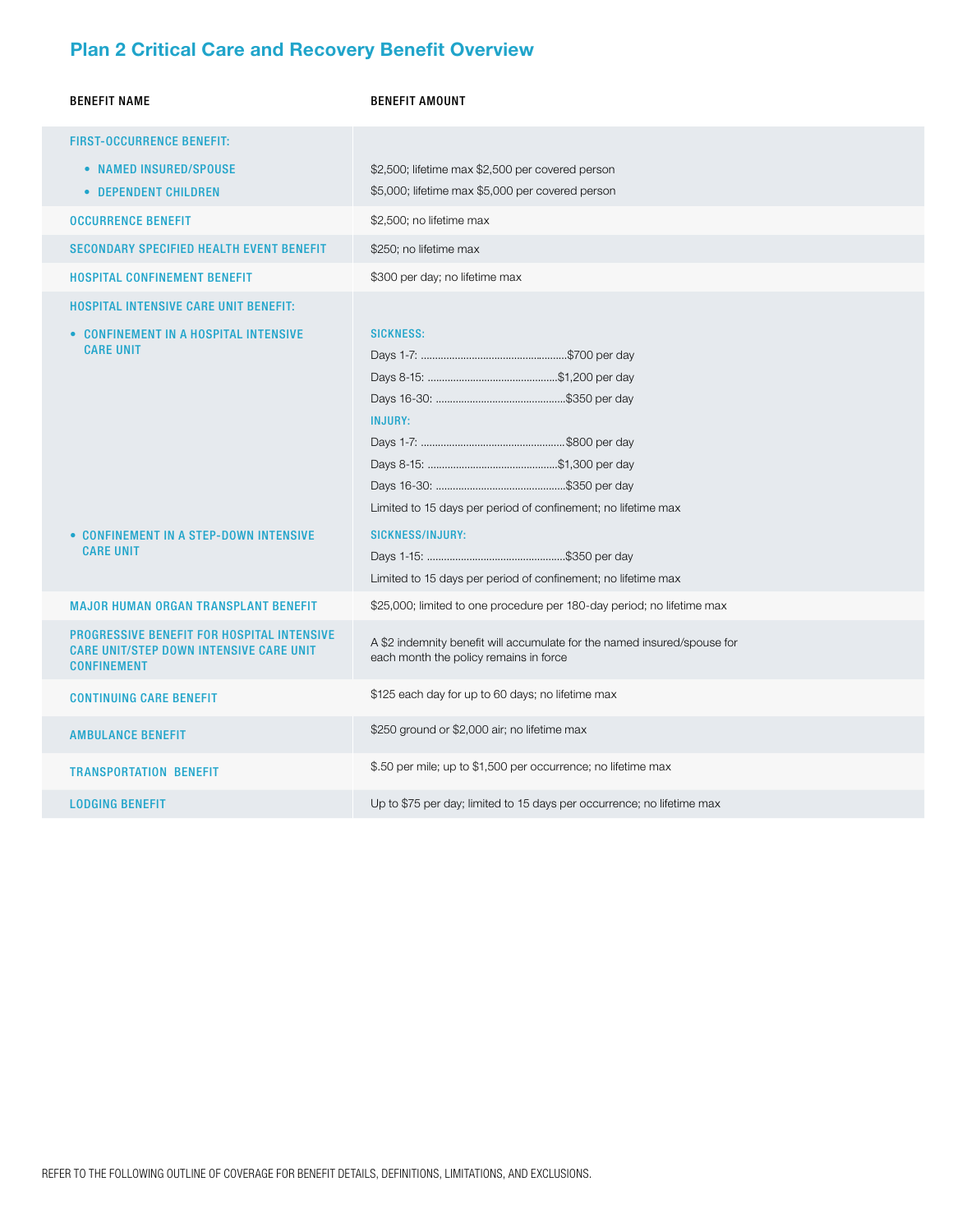## Plan 2 Critical Care and Recovery Benefit Overview

| BENEFIT NAME | BENEFIT AMOUNT |
|---|---|
| **FIRST-OCCURRENCE BENEFIT:** | |
| • NAMED INSURED/SPOUSE | $2,500; lifetime max $2,500 per covered person |
| • DEPENDENT CHILDREN | $5,000; lifetime max $5,000 per covered person |
| **OCCURRENCE BENEFIT** | $2,500; no lifetime max |
| **SECONDARY SPECIFIED HEALTH EVENT BENEFIT** | $250; no lifetime max |
| **HOSPITAL CONFINEMENT BENEFIT** | $300 per day; no lifetime max |
| **HOSPITAL INTENSIVE CARE UNIT BENEFIT:** | |
| • CONFINEMENT IN A HOSPITAL INTENSIVE CARE UNIT | **SICKNESS:**<br>Days 1-7: ....................................................$700 per day<br>Days 8-15: ..............................................$1,200 per day<br>Days 16-30: ..............................................$350 per day<br>**INJURY:**<br>Days 1-7: ....................................................$800 per day<br>Days 8-15: ..............................................$1,300 per day<br>Days 16-30: ..............................................$350 per day<br>Limited to 15 days per period of confinement; no lifetime max |
| • CONFINEMENT IN A STEP-DOWN INTENSIVE CARE UNIT | **SICKNESS/INJURY:**<br>Days 1-15: .................................................$350 per day<br>Limited to 15 days per period of confinement; no lifetime max |
| **MAJOR HUMAN ORGAN TRANSPLANT BENEFIT** | $25,000; limited to one procedure per 180-day period; no lifetime max |
| **PROGRESSIVE BENEFIT FOR HOSPITAL INTENSIVE CARE UNIT/STEP DOWN INTENSIVE CARE UNIT CONFINEMENT** | A $2 indemnity benefit will accumulate for the named insured/spouse for each month the policy remains in force |
| **CONTINUING CARE BENEFIT** | $125 each day for up to 60 days; no lifetime max |
| **AMBULANCE BENEFIT** | $250 ground or $2,000 air; no lifetime max |
| **TRANSPORTATION BENEFIT** | $.50 per mile; up to $1,500 per occurrence; no lifetime max |
| **LODGING BENEFIT** | Up to $75 per day; limited to 15 days per occurrence; no lifetime max |

REFER TO THE FOLLOWING OUTLINE OF COVERAGE FOR BENEFIT DETAILS, DEFINITIONS, LIMITATIONS, AND EXCLUSIONS.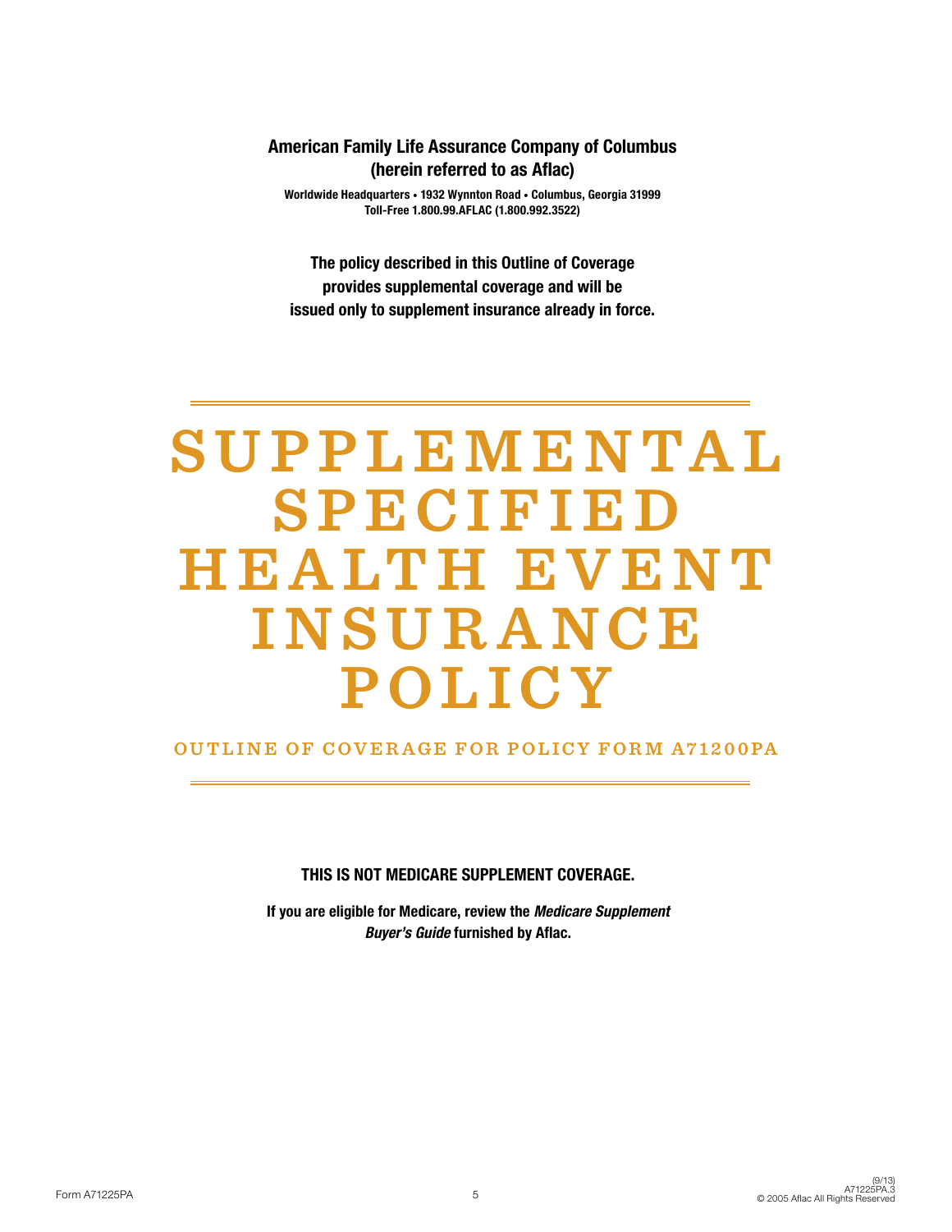**American Family Life Assurance Company of Columbus**
**(herein referred to as Aflac)**

**Worldwide Headquarters • 1932 Wynnton Road • Columbus, Georgia 31999**
**Toll-Free 1.800.99.AFLAC (1.800.992.3522)**

**The policy described in this Outline of Coverage provides supplemental coverage and will be issued only to supplement insurance already in force.**

# SUPPLEMENTAL SPECIFIED HEALTH EVENT INSURANCE POLICY

## OUTLINE OF COVERAGE FOR POLICY FORM A71200PA

**THIS IS NOT MEDICARE SUPPLEMENT COVERAGE.**

**If you are eligible for Medicare, review the *Medicare Supplement Buyer's Guide* furnished by Aflac.**

Form A71225PA

(9/13)
A71225PA.3
© 2005 Aflac All Rights Reserved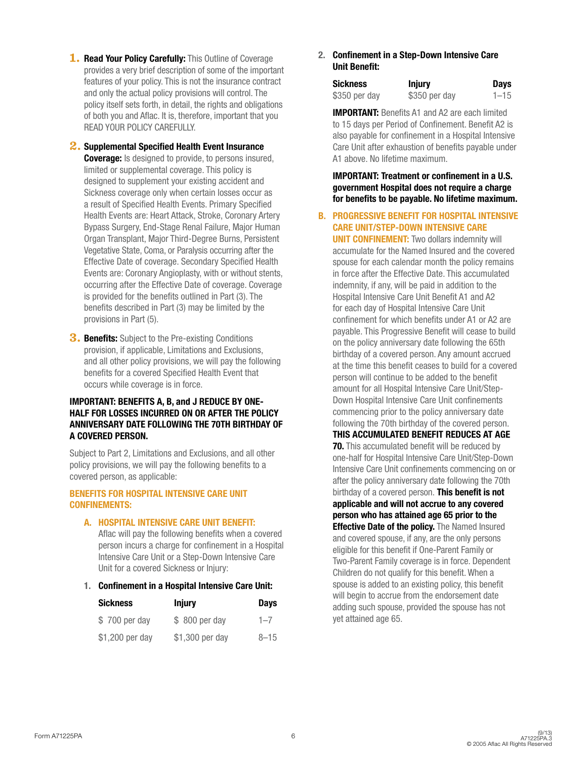**1. Read Your Policy Carefully:** This Outline of Coverage provides a very brief description of some of the important features of your policy. This is not the insurance contract and only the actual policy provisions will control. The policy itself sets forth, in detail, the rights and obligations of both you and Aflac. It is, therefore, important that you READ YOUR POLICY CAREFULLY.

**2. Supplemental Specified Health Event Insurance Coverage:** Is designed to provide, to persons insured, limited or supplemental coverage. This policy is designed to supplement your existing accident and Sickness coverage only when certain losses occur as a result of Specified Health Events. Primary Specified Health Events are: Heart Attack, Stroke, Coronary Artery Bypass Surgery, End-Stage Renal Failure, Major Human Organ Transplant, Major Third-Degree Burns, Persistent Vegetative State, Coma, or Paralysis occurring after the Effective Date of coverage. Secondary Specified Health Events are: Coronary Angioplasty, with or without stents, occurring after the Effective Date of coverage. Coverage is provided for the benefits outlined in Part (3). The benefits described in Part (3) may be limited by the provisions in Part (5).

**3. Benefits:** Subject to the Pre-existing Conditions provision, if applicable, Limitations and Exclusions, and all other policy provisions, we will pay the following benefits for a covered Specified Health Event that occurs while coverage is in force.

**IMPORTANT: BENEFITS A, B, and J REDUCE BY ONE-HALF FOR LOSSES INCURRED ON OR AFTER THE POLICY ANNIVERSARY DATE FOLLOWING THE 70TH BIRTHDAY OF A COVERED PERSON.**

Subject to Part 2, Limitations and Exclusions, and all other policy provisions, we will pay the following benefits to a covered person, as applicable:

### BENEFITS FOR HOSPITAL INTENSIVE CARE UNIT CONFINEMENTS:

**A. HOSPITAL INTENSIVE CARE UNIT BENEFIT:** Aflac will pay the following benefits when a covered person incurs a charge for confinement in a Hospital Intensive Care Unit or a Step-Down Intensive Care Unit for a covered Sickness or Injury:

**1. Confinement in a Hospital Intensive Care Unit:**

| Sickness | Injury | Days |
|---|---|---|
| $ 700 per day | $ 800 per day | 1–7 |
| $1,200 per day | $1,300 per day | 8–15 |

**2. Confinement in a Step-Down Intensive Care Unit Benefit:**

| Sickness | Injury | Days |
|---|---|---|
| $350 per day | $350 per day | 1–15 |

**IMPORTANT:** Benefits A1 and A2 are each limited to 15 days per Period of Confinement. Benefit A2 is also payable for confinement in a Hospital Intensive Care Unit after exhaustion of benefits payable under A1 above. No lifetime maximum.

**IMPORTANT: Treatment or confinement in a U.S. government Hospital does not require a charge for benefits to be payable. No lifetime maximum.**

**B. PROGRESSIVE BENEFIT FOR HOSPITAL INTENSIVE CARE UNIT/STEP-DOWN INTENSIVE CARE UNIT CONFINEMENT:** Two dollars indemnity will accumulate for the Named Insured and the covered spouse for each calendar month the policy remains in force after the Effective Date. This accumulated indemnity, if any, will be paid in addition to the Hospital Intensive Care Unit Benefit A1 and A2 for each day of Hospital Intensive Care Unit confinement for which benefits under A1 or A2 are payable. This Progressive Benefit will cease to build on the policy anniversary date following the 65th birthday of a covered person. Any amount accrued at the time this benefit ceases to build for a covered person will continue to be added to the benefit amount for all Hospital Intensive Care Unit/Step-Down Hospital Intensive Care Unit confinements commencing prior to the policy anniversary date following the 70th birthday of the covered person. **THIS ACCUMULATED BENEFIT REDUCES AT AGE 70.** This accumulated benefit will be reduced by one-half for Hospital Intensive Care Unit/Step-Down Intensive Care Unit confinements commencing on or after the policy anniversary date following the 70th birthday of a covered person. **This benefit is not applicable and will not accrue to any covered person who has attained age 65 prior to the Effective Date of the policy.** The Named Insured and covered spouse, if any, are the only persons eligible for this benefit if One-Parent Family or Two-Parent Family coverage is in force. Dependent Children do not qualify for this benefit. When a spouse is added to an existing policy, this benefit will begin to accrue from the endorsement date adding such spouse, provided the spouse has not yet attained age 65.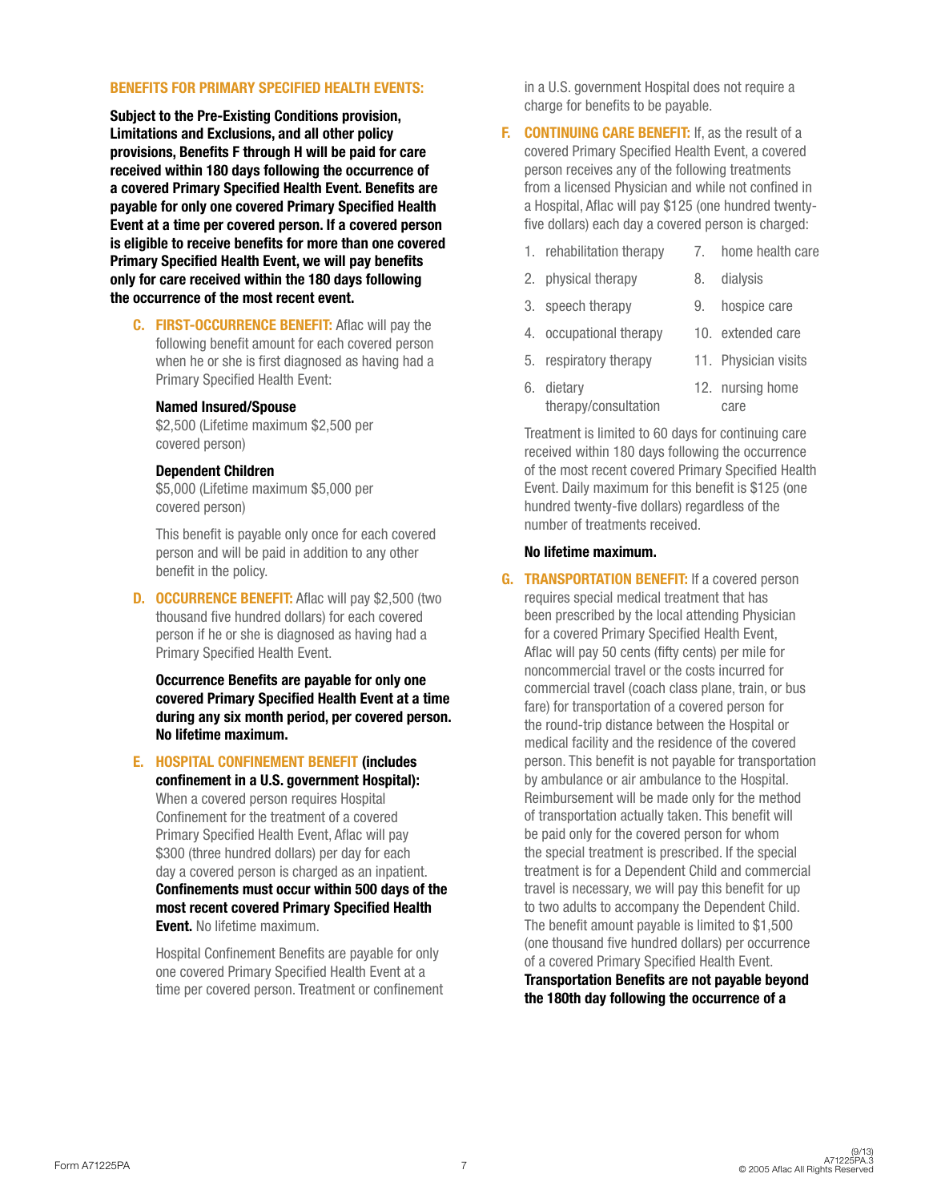### BENEFITS FOR PRIMARY SPECIFIED HEALTH EVENTS:

**Subject to the Pre-Existing Conditions provision, Limitations and Exclusions, and all other policy provisions, Benefits F through H will be paid for care received within 180 days following the occurrence of a covered Primary Specified Health Event. Benefits are payable for only one covered Primary Specified Health Event at a time per covered person. If a covered person is eligible to receive benefits for more than one covered Primary Specified Health Event, we will pay benefits only for care received within the 180 days following the occurrence of the most recent event.**

**C. FIRST-OCCURRENCE BENEFIT:** Aflac will pay the following benefit amount for each covered person when he or she is first diagnosed as having had a Primary Specified Health Event:

**Named Insured/Spouse**
$2,500 (Lifetime maximum $2,500 per covered person)

**Dependent Children**
$5,000 (Lifetime maximum $5,000 per covered person)

This benefit is payable only once for each covered person and will be paid in addition to any other benefit in the policy.

**D. OCCURRENCE BENEFIT:** Aflac will pay $2,500 (two thousand five hundred dollars) for each covered person if he or she is diagnosed as having had a Primary Specified Health Event.

**Occurrence Benefits are payable for only one covered Primary Specified Health Event at a time during any six month period, per covered person. No lifetime maximum.**

**E. HOSPITAL CONFINEMENT BENEFIT (includes confinement in a U.S. government Hospital):** When a covered person requires Hospital Confinement for the treatment of a covered Primary Specified Health Event, Aflac will pay $300 (three hundred dollars) per day for each day a covered person is charged as an inpatient. **Confinements must occur within 500 days of the most recent covered Primary Specified Health Event.** No lifetime maximum.

Hospital Confinement Benefits are payable for only one covered Primary Specified Health Event at a time per covered person. Treatment or confinement in a U.S. government Hospital does not require a charge for benefits to be payable.

**F. CONTINUING CARE BENEFIT:** If, as the result of a covered Primary Specified Health Event, a covered person receives any of the following treatments from a licensed Physician and while not confined in a Hospital, Aflac will pay $125 (one hundred twenty-five dollars) each day a covered person is charged:

1. rehabilitation therapy
2. physical therapy
3. speech therapy
4. occupational therapy
5. respiratory therapy
6. dietary therapy/consultation
7. home health care
8. dialysis
9. hospice care
10. extended care
11. Physician visits
12. nursing home care

Treatment is limited to 60 days for continuing care received within 180 days following the occurrence of the most recent covered Primary Specified Health Event. Daily maximum for this benefit is $125 (one hundred twenty-five dollars) regardless of the number of treatments received.

**No lifetime maximum.**

**G. TRANSPORTATION BENEFIT:** If a covered person requires special medical treatment that has been prescribed by the local attending Physician for a covered Primary Specified Health Event, Aflac will pay 50 cents (fifty cents) per mile for noncommercial travel or the costs incurred for commercial travel (coach class plane, train, or bus fare) for transportation of a covered person for the round-trip distance between the Hospital or medical facility and the residence of the covered person. This benefit is not payable for transportation by ambulance or air ambulance to the Hospital. Reimbursement will be made only for the method of transportation actually taken. This benefit will be paid only for the covered person for whom the special treatment is prescribed. If the special treatment is for a Dependent Child and commercial travel is necessary, we will pay this benefit for up to two adults to accompany the Dependent Child. The benefit amount payable is limited to $1,500 (one thousand five hundred dollars) per occurrence of a covered Primary Specified Health Event. **Transportation Benefits are not payable beyond the 180th day following the occurrence of a**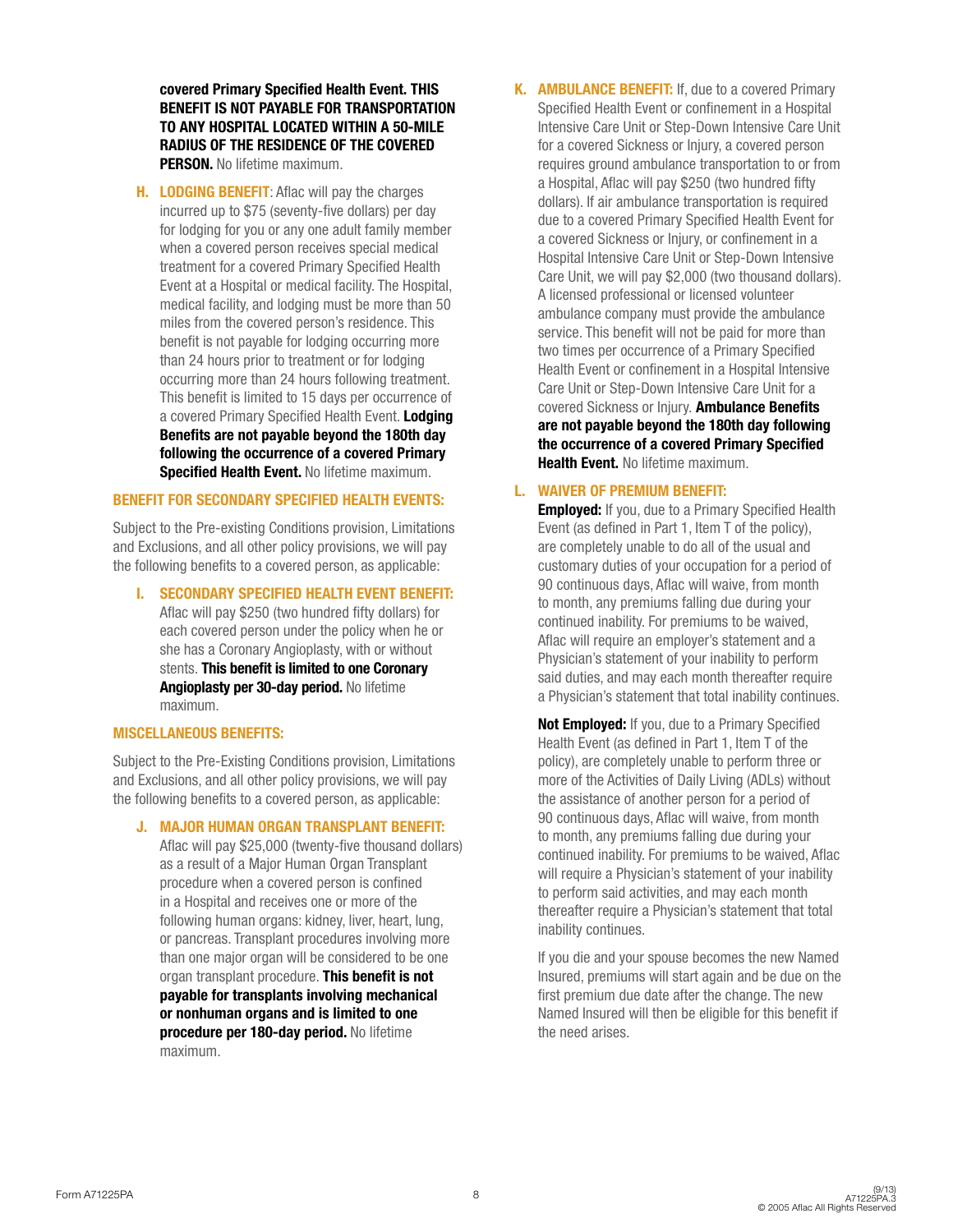**covered Primary Specified Health Event. THIS BENEFIT IS NOT PAYABLE FOR TRANSPORTATION TO ANY HOSPITAL LOCATED WITHIN A 50-MILE RADIUS OF THE RESIDENCE OF THE COVERED PERSON.** No lifetime maximum.

**H. LODGING BENEFIT**: Aflac will pay the charges incurred up to $75 (seventy-five dollars) per day for lodging for you or any one adult family member when a covered person receives special medical treatment for a covered Primary Specified Health Event at a Hospital or medical facility. The Hospital, medical facility, and lodging must be more than 50 miles from the covered person's residence. This benefit is not payable for lodging occurring more than 24 hours prior to treatment or for lodging occurring more than 24 hours following treatment. This benefit is limited to 15 days per occurrence of a covered Primary Specified Health Event. **Lodging Benefits are not payable beyond the 180th day following the occurrence of a covered Primary Specified Health Event.** No lifetime maximum.

### BENEFIT FOR SECONDARY SPECIFIED HEALTH EVENTS:

Subject to the Pre-existing Conditions provision, Limitations and Exclusions, and all other policy provisions, we will pay the following benefits to a covered person, as applicable:

**I. SECONDARY SPECIFIED HEALTH EVENT BENEFIT:** Aflac will pay $250 (two hundred fifty dollars) for each covered person under the policy when he or she has a Coronary Angioplasty, with or without stents. **This benefit is limited to one Coronary Angioplasty per 30-day period.** No lifetime maximum.

### MISCELLANEOUS BENEFITS:

Subject to the Pre-Existing Conditions provision, Limitations and Exclusions, and all other policy provisions, we will pay the following benefits to a covered person, as applicable:

**J. MAJOR HUMAN ORGAN TRANSPLANT BENEFIT:** Aflac will pay $25,000 (twenty-five thousand dollars) as a result of a Major Human Organ Transplant procedure when a covered person is confined in a Hospital and receives one or more of the following human organs: kidney, liver, heart, lung, or pancreas. Transplant procedures involving more than one major organ will be considered to be one organ transplant procedure. **This benefit is not payable for transplants involving mechanical or nonhuman organs and is limited to one procedure per 180-day period.** No lifetime maximum.

**K. AMBULANCE BENEFIT:** If, due to a covered Primary Specified Health Event or confinement in a Hospital Intensive Care Unit or Step-Down Intensive Care Unit for a covered Sickness or Injury, a covered person requires ground ambulance transportation to or from a Hospital, Aflac will pay $250 (two hundred fifty dollars). If air ambulance transportation is required due to a covered Primary Specified Health Event for a covered Sickness or Injury, or confinement in a Hospital Intensive Care Unit or Step-Down Intensive Care Unit, we will pay $2,000 (two thousand dollars). A licensed professional or licensed volunteer ambulance company must provide the ambulance service. This benefit will not be paid for more than two times per occurrence of a Primary Specified Health Event or confinement in a Hospital Intensive Care Unit or Step-Down Intensive Care Unit for a covered Sickness or Injury. **Ambulance Benefits are not payable beyond the 180th day following the occurrence of a covered Primary Specified Health Event.** No lifetime maximum.

**L. WAIVER OF PREMIUM BENEFIT:**

**Employed:** If you, due to a Primary Specified Health Event (as defined in Part 1, Item T of the policy), are completely unable to do all of the usual and customary duties of your occupation for a period of 90 continuous days, Aflac will waive, from month to month, any premiums falling due during your continued inability. For premiums to be waived, Aflac will require an employer's statement and a Physician's statement of your inability to perform said duties, and may each month thereafter require a Physician's statement that total inability continues.

**Not Employed:** If you, due to a Primary Specified Health Event (as defined in Part 1, Item T of the policy), are completely unable to perform three or more of the Activities of Daily Living (ADLs) without the assistance of another person for a period of 90 continuous days, Aflac will waive, from month to month, any premiums falling due during your continued inability. For premiums to be waived, Aflac will require a Physician's statement of your inability to perform said activities, and may each month thereafter require a Physician's statement that total inability continues.

If you die and your spouse becomes the new Named Insured, premiums will start again and be due on the first premium due date after the change. The new Named Insured will then be eligible for this benefit if the need arises.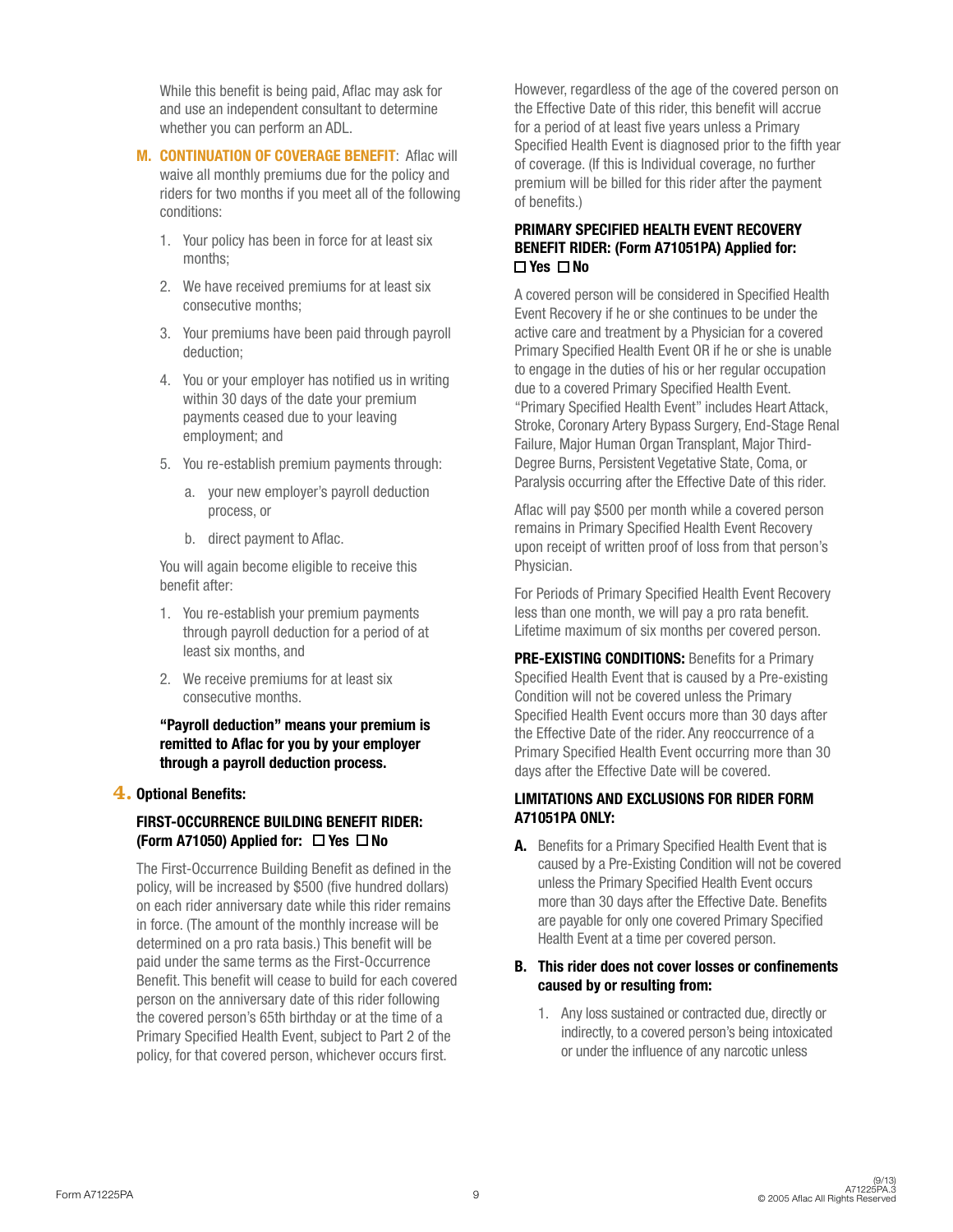While this benefit is being paid, Aflac may ask for and use an independent consultant to determine whether you can perform an ADL.

**M. CONTINUATION OF COVERAGE BENEFIT**: Aflac will waive all monthly premiums due for the policy and riders for two months if you meet all of the following conditions:

1. Your policy has been in force for at least six months;
2. We have received premiums for at least six consecutive months;
3. Your premiums have been paid through payroll deduction;
4. You or your employer has notified us in writing within 30 days of the date your premium payments ceased due to your leaving employment; and
5. You re-establish premium payments through:
   a. your new employer's payroll deduction process, or
   b. direct payment to Aflac.

You will again become eligible to receive this benefit after:

1. You re-establish your premium payments through payroll deduction for a period of at least six months, and
2. We receive premiums for at least six consecutive months.

**"Payroll deduction" means your premium is remitted to Aflac for you by your employer through a payroll deduction process.**

## 4. Optional Benefits:

**FIRST-OCCURRENCE BUILDING BENEFIT RIDER: (Form A71050) Applied for: ☐ Yes ☐ No**

The First-Occurrence Building Benefit as defined in the policy, will be increased by $500 (five hundred dollars) on each rider anniversary date while this rider remains in force. (The amount of the monthly increase will be determined on a pro rata basis.) This benefit will be paid under the same terms as the First-Occurrence Benefit. This benefit will cease to build for each covered person on the anniversary date of this rider following the covered person's 65th birthday or at the time of a Primary Specified Health Event, subject to Part 2 of the policy, for that covered person, whichever occurs first.

However, regardless of the age of the covered person on the Effective Date of this rider, this benefit will accrue for a period of at least five years unless a Primary Specified Health Event is diagnosed prior to the fifth year of coverage. (If this is Individual coverage, no further premium will be billed for this rider after the payment of benefits.)

**PRIMARY SPECIFIED HEALTH EVENT RECOVERY BENEFIT RIDER: (Form A71051PA) Applied for: ☐ Yes ☐ No**

A covered person will be considered in Specified Health Event Recovery if he or she continues to be under the active care and treatment by a Physician for a covered Primary Specified Health Event OR if he or she is unable to engage in the duties of his or her regular occupation due to a covered Primary Specified Health Event. "Primary Specified Health Event" includes Heart Attack, Stroke, Coronary Artery Bypass Surgery, End-Stage Renal Failure, Major Human Organ Transplant, Major Third-Degree Burns, Persistent Vegetative State, Coma, or Paralysis occurring after the Effective Date of this rider.

Aflac will pay $500 per month while a covered person remains in Primary Specified Health Event Recovery upon receipt of written proof of loss from that person's Physician.

For Periods of Primary Specified Health Event Recovery less than one month, we will pay a pro rata benefit. Lifetime maximum of six months per covered person.

**PRE-EXISTING CONDITIONS:** Benefits for a Primary Specified Health Event that is caused by a Pre-existing Condition will not be covered unless the Primary Specified Health Event occurs more than 30 days after the Effective Date of the rider. Any reoccurrence of a Primary Specified Health Event occurring more than 30 days after the Effective Date will be covered.

**LIMITATIONS AND EXCLUSIONS FOR RIDER FORM A71051PA ONLY:**

**A.** Benefits for a Primary Specified Health Event that is caused by a Pre-Existing Condition will not be covered unless the Primary Specified Health Event occurs more than 30 days after the Effective Date. Benefits are payable for only one covered Primary Specified Health Event at a time per covered person.

**B. This rider does not cover losses or confinements caused by or resulting from:**

1. Any loss sustained or contracted due, directly or indirectly, to a covered person's being intoxicated or under the influence of any narcotic unless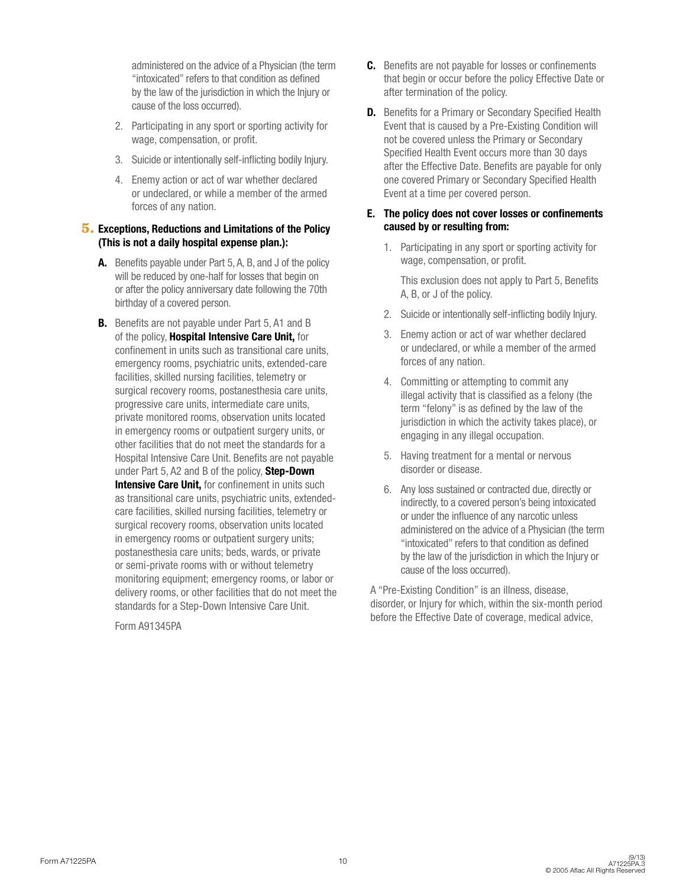administered on the advice of a Physician (the term "intoxicated" refers to that condition as defined by the law of the jurisdiction in which the Injury or cause of the loss occurred).

2. Participating in any sport or sporting activity for wage, compensation, or profit.

3. Suicide or intentionally self-inflicting bodily Injury.

4. Enemy action or act of war whether declared or undeclared, or while a member of the armed forces of any nation.

## 5. Exceptions, Reductions and Limitations of the Policy (This is not a daily hospital expense plan.):

**A.** Benefits payable under Part 5, A, B, and J of the policy will be reduced by one-half for losses that begin on or after the policy anniversary date following the 70th birthday of a covered person.

**B.** Benefits are not payable under Part 5, A1 and B of the policy, **Hospital Intensive Care Unit,** for confinement in units such as transitional care units, emergency rooms, psychiatric units, extended-care facilities, skilled nursing facilities, telemetry or surgical recovery rooms, postanesthesia care units, progressive care units, intermediate care units, private monitored rooms, observation units located in emergency rooms or outpatient surgery units, or other facilities that do not meet the standards for a Hospital Intensive Care Unit. Benefits are not payable under Part 5, A2 and B of the policy, **Step-Down Intensive Care Unit,** for confinement in units such as transitional care units, psychiatric units, extended-care facilities, skilled nursing facilities, telemetry or surgical recovery rooms, observation units located in emergency rooms or outpatient surgery units; postanesthesia care units; beds, wards, or private or semi-private rooms with or without telemetry monitoring equipment; emergency rooms, or labor or delivery rooms, or other facilities that do not meet the standards for a Step-Down Intensive Care Unit.

Form A91345PA

**C.** Benefits are not payable for losses or confinements that begin or occur before the policy Effective Date or after termination of the policy.

**D.** Benefits for a Primary or Secondary Specified Health Event that is caused by a Pre-Existing Condition will not be covered unless the Primary or Secondary Specified Health Event occurs more than 30 days after the Effective Date. Benefits are payable for only one covered Primary or Secondary Specified Health Event at a time per covered person.

**E. The policy does not cover losses or confinements caused by or resulting from:**

1. Participating in any sport or sporting activity for wage, compensation, or profit.

   This exclusion does not apply to Part 5, Benefits A, B, or J of the policy.

2. Suicide or intentionally self-inflicting bodily Injury.

3. Enemy action or act of war whether declared or undeclared, or while a member of the armed forces of any nation.

4. Committing or attempting to commit any illegal activity that is classified as a felony (the term "felony" is as defined by the law of the jurisdiction in which the activity takes place), or engaging in any illegal occupation.

5. Having treatment for a mental or nervous disorder or disease.

6. Any loss sustained or contracted due, directly or indirectly, to a covered person's being intoxicated or under the influence of any narcotic unless administered on the advice of a Physician (the term "intoxicated" refers to that condition as defined by the law of the jurisdiction in which the Injury or cause of the loss occurred).

A "Pre-Existing Condition" is an illness, disease, disorder, or Injury for which, within the six-month period before the Effective Date of coverage, medical advice,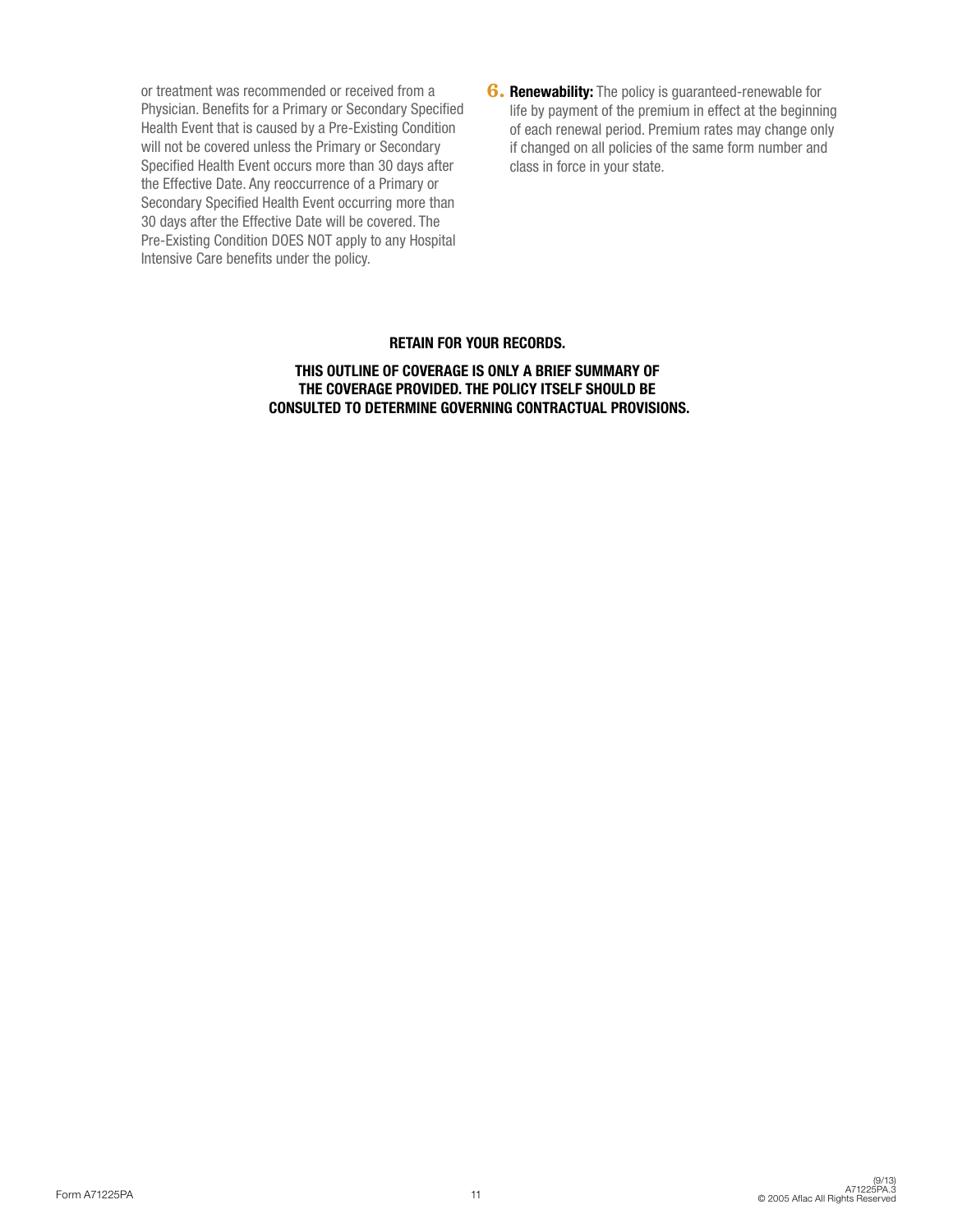or treatment was recommended or received from a Physician. Benefits for a Primary or Secondary Specified Health Event that is caused by a Pre-Existing Condition will not be covered unless the Primary or Secondary Specified Health Event occurs more than 30 days after the Effective Date. Any reoccurrence of a Primary or Secondary Specified Health Event occurring more than 30 days after the Effective Date will be covered. The Pre-Existing Condition DOES NOT apply to any Hospital Intensive Care benefits under the policy.

**6. Renewability:** The policy is guaranteed-renewable for life by payment of the premium in effect at the beginning of each renewal period. Premium rates may change only if changed on all policies of the same form number and class in force in your state.

**RETAIN FOR YOUR RECORDS.**

**THIS OUTLINE OF COVERAGE IS ONLY A BRIEF SUMMARY OF THE COVERAGE PROVIDED. THE POLICY ITSELF SHOULD BE CONSULTED TO DETERMINE GOVERNING CONTRACTUAL PROVISIONS.**

Form A71225PA

(9/13)
A71225PA.3
© 2005 Aflac All Rights Reserved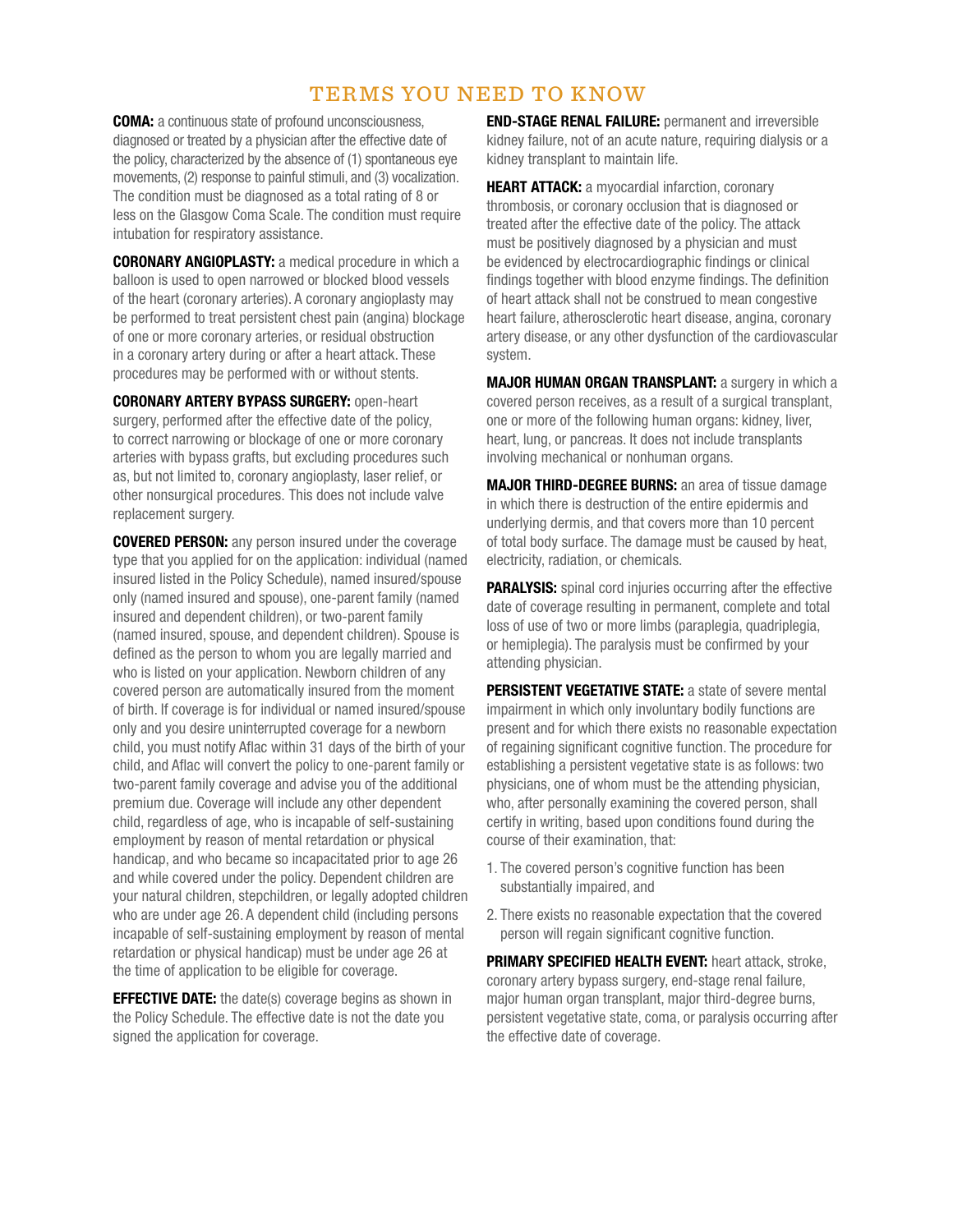# TERMS YOU NEED TO KNOW

**COMA:** a continuous state of profound unconsciousness, diagnosed or treated by a physician after the effective date of the policy, characterized by the absence of (1) spontaneous eye movements, (2) response to painful stimuli, and (3) vocalization. The condition must be diagnosed as a total rating of 8 or less on the Glasgow Coma Scale. The condition must require intubation for respiratory assistance.

**CORONARY ANGIOPLASTY:** a medical procedure in which a balloon is used to open narrowed or blocked blood vessels of the heart (coronary arteries). A coronary angioplasty may be performed to treat persistent chest pain (angina) blockage of one or more coronary arteries, or residual obstruction in a coronary artery during or after a heart attack. These procedures may be performed with or without stents.

**CORONARY ARTERY BYPASS SURGERY:** open-heart surgery, performed after the effective date of the policy, to correct narrowing or blockage of one or more coronary arteries with bypass grafts, but excluding procedures such as, but not limited to, coronary angioplasty, laser relief, or other nonsurgical procedures. This does not include valve replacement surgery.

**COVERED PERSON:** any person insured under the coverage type that you applied for on the application: individual (named insured listed in the Policy Schedule), named insured/spouse only (named insured and spouse), one-parent family (named insured and dependent children), or two-parent family (named insured, spouse, and dependent children). Spouse is defined as the person to whom you are legally married and who is listed on your application. Newborn children of any covered person are automatically insured from the moment of birth. If coverage is for individual or named insured/spouse only and you desire uninterrupted coverage for a newborn child, you must notify Aflac within 31 days of the birth of your child, and Aflac will convert the policy to one-parent family or two-parent family coverage and advise you of the additional premium due. Coverage will include any other dependent child, regardless of age, who is incapable of self-sustaining employment by reason of mental retardation or physical handicap, and who became so incapacitated prior to age 26 and while covered under the policy. Dependent children are your natural children, stepchildren, or legally adopted children who are under age 26. A dependent child (including persons incapable of self-sustaining employment by reason of mental retardation or physical handicap) must be under age 26 at the time of application to be eligible for coverage.

**EFFECTIVE DATE:** the date(s) coverage begins as shown in the Policy Schedule. The effective date is not the date you signed the application for coverage.

**END-STAGE RENAL FAILURE:** permanent and irreversible kidney failure, not of an acute nature, requiring dialysis or a kidney transplant to maintain life.

**HEART ATTACK:** a myocardial infarction, coronary thrombosis, or coronary occlusion that is diagnosed or treated after the effective date of the policy. The attack must be positively diagnosed by a physician and must be evidenced by electrocardiographic findings or clinical findings together with blood enzyme findings. The definition of heart attack shall not be construed to mean congestive heart failure, atherosclerotic heart disease, angina, coronary artery disease, or any other dysfunction of the cardiovascular system.

**MAJOR HUMAN ORGAN TRANSPLANT:** a surgery in which a covered person receives, as a result of a surgical transplant, one or more of the following human organs: kidney, liver, heart, lung, or pancreas. It does not include transplants involving mechanical or nonhuman organs.

**MAJOR THIRD-DEGREE BURNS:** an area of tissue damage in which there is destruction of the entire epidermis and underlying dermis, and that covers more than 10 percent of total body surface. The damage must be caused by heat, electricity, radiation, or chemicals.

**PARALYSIS:** spinal cord injuries occurring after the effective date of coverage resulting in permanent, complete and total loss of use of two or more limbs (paraplegia, quadriplegia, or hemiplegia). The paralysis must be confirmed by your attending physician.

**PERSISTENT VEGETATIVE STATE:** a state of severe mental impairment in which only involuntary bodily functions are present and for which there exists no reasonable expectation of regaining significant cognitive function. The procedure for establishing a persistent vegetative state is as follows: two physicians, one of whom must be the attending physician, who, after personally examining the covered person, shall certify in writing, based upon conditions found during the course of their examination, that:

1. The covered person's cognitive function has been substantially impaired, and
2. There exists no reasonable expectation that the covered person will regain significant cognitive function.

**PRIMARY SPECIFIED HEALTH EVENT:** heart attack, stroke, coronary artery bypass surgery, end-stage renal failure, major human organ transplant, major third-degree burns, persistent vegetative state, coma, or paralysis occurring after the effective date of coverage.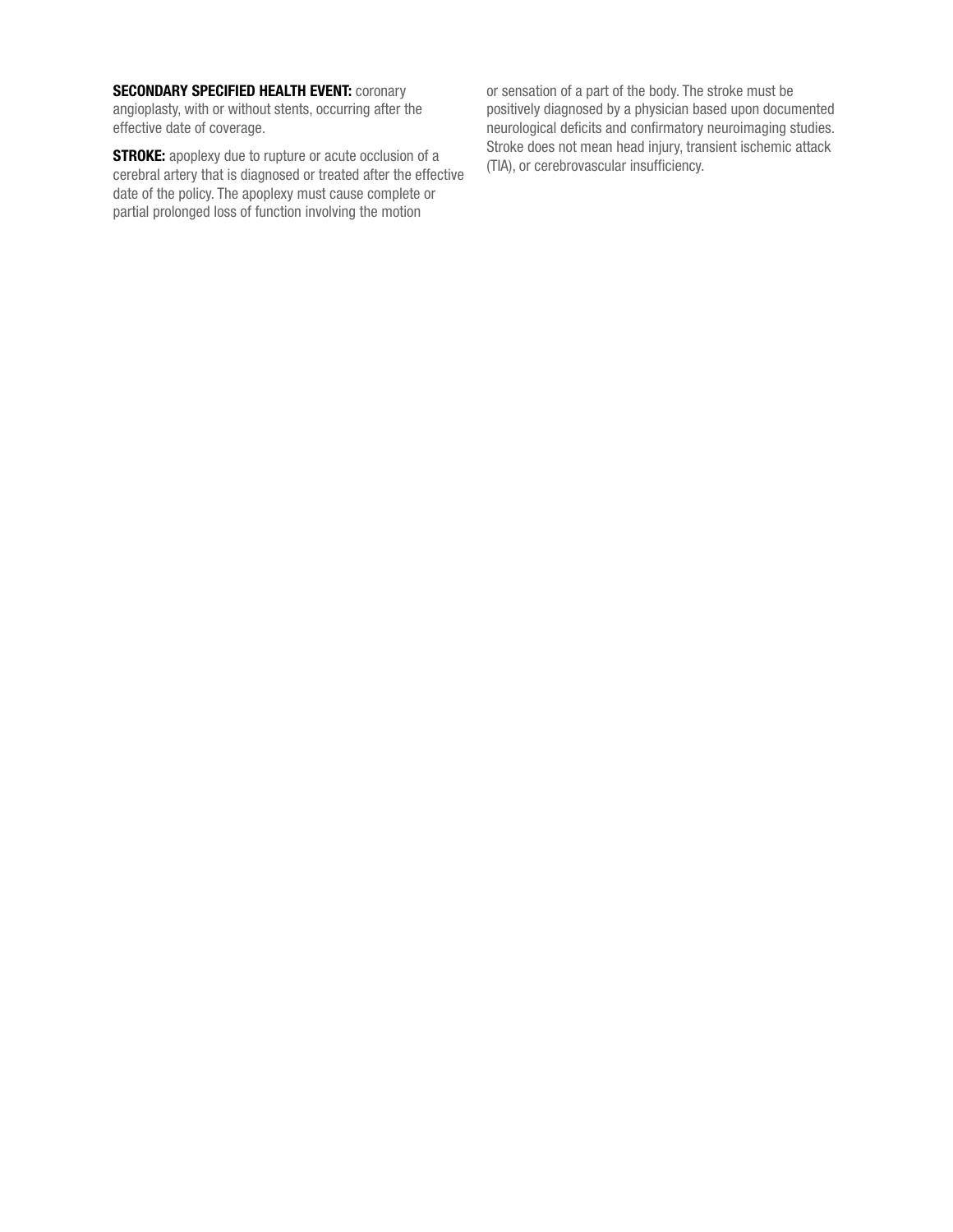**SECONDARY SPECIFIED HEALTH EVENT:** coronary angioplasty, with or without stents, occurring after the effective date of coverage.

**STROKE:** apoplexy due to rupture or acute occlusion of a cerebral artery that is diagnosed or treated after the effective date of the policy. The apoplexy must cause complete or partial prolonged loss of function involving the motion or sensation of a part of the body. The stroke must be positively diagnosed by a physician based upon documented neurological deficits and confirmatory neuroimaging studies. Stroke does not mean head injury, transient ischemic attack (TIA), or cerebrovascular insufficiency.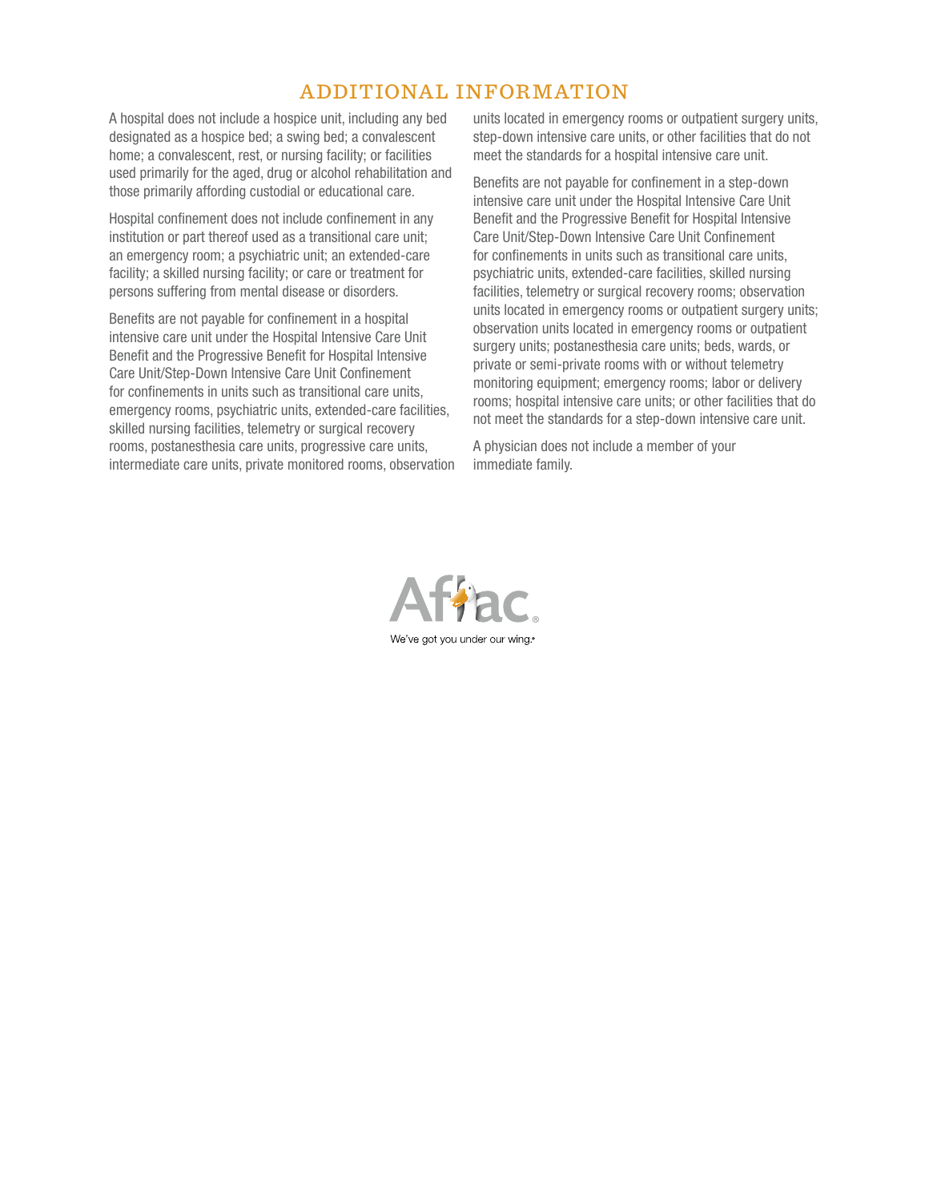## ADDITIONAL INFORMATION

A hospital does not include a hospice unit, including any bed designated as a hospice bed; a swing bed; a convalescent home; a convalescent, rest, or nursing facility; or facilities used primarily for the aged, drug or alcohol rehabilitation and those primarily affording custodial or educational care.

Hospital confinement does not include confinement in any institution or part thereof used as a transitional care unit; an emergency room; a psychiatric unit; an extended-care facility; a skilled nursing facility; or care or treatment for persons suffering from mental disease or disorders.

Benefits are not payable for confinement in a hospital intensive care unit under the Hospital Intensive Care Unit Benefit and the Progressive Benefit for Hospital Intensive Care Unit/Step-Down Intensive Care Unit Confinement for confinements in units such as transitional care units, emergency rooms, psychiatric units, extended-care facilities, skilled nursing facilities, telemetry or surgical recovery rooms, postanesthesia care units, progressive care units, intermediate care units, private monitored rooms, observation units located in emergency rooms or outpatient surgery units, step-down intensive care units, or other facilities that do not meet the standards for a hospital intensive care unit.

Benefits are not payable for confinement in a step-down intensive care unit under the Hospital Intensive Care Unit Benefit and the Progressive Benefit for Hospital Intensive Care Unit/Step-Down Intensive Care Unit Confinement for confinements in units such as transitional care units, psychiatric units, extended-care facilities, skilled nursing facilities, telemetry or surgical recovery rooms; observation units located in emergency rooms or outpatient surgery units; observation units located in emergency rooms or outpatient surgery units; postanesthesia care units; beds, wards, or private or semi-private rooms with or without telemetry monitoring equipment; emergency rooms; labor or delivery rooms; hospital intensive care units; or other facilities that do not meet the standards for a step-down intensive care unit.

A physician does not include a member of your immediate family.

Aflac®

We've got you under our wing.®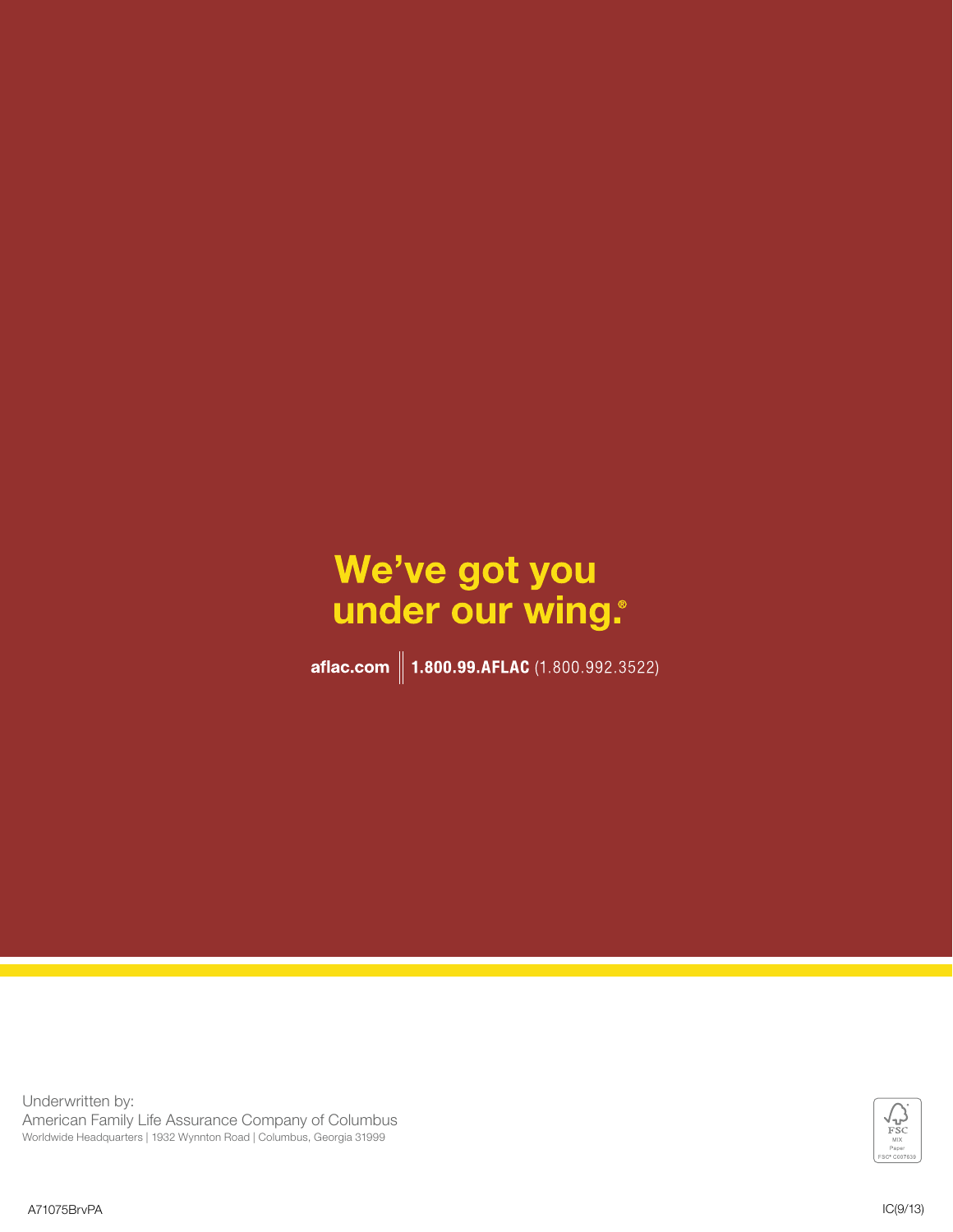# We've got you under our wing.®

**aflac.com** | **1.800.99.AFLAC** (1.800.992.3522)

Underwritten by:
American Family Life Assurance Company of Columbus
Worldwide Headquarters | 1932 Wynnton Road | Columbus, Georgia 31999

FSC MIX Paper FSC® C007639

A71075BrvPA

IC(9/13)